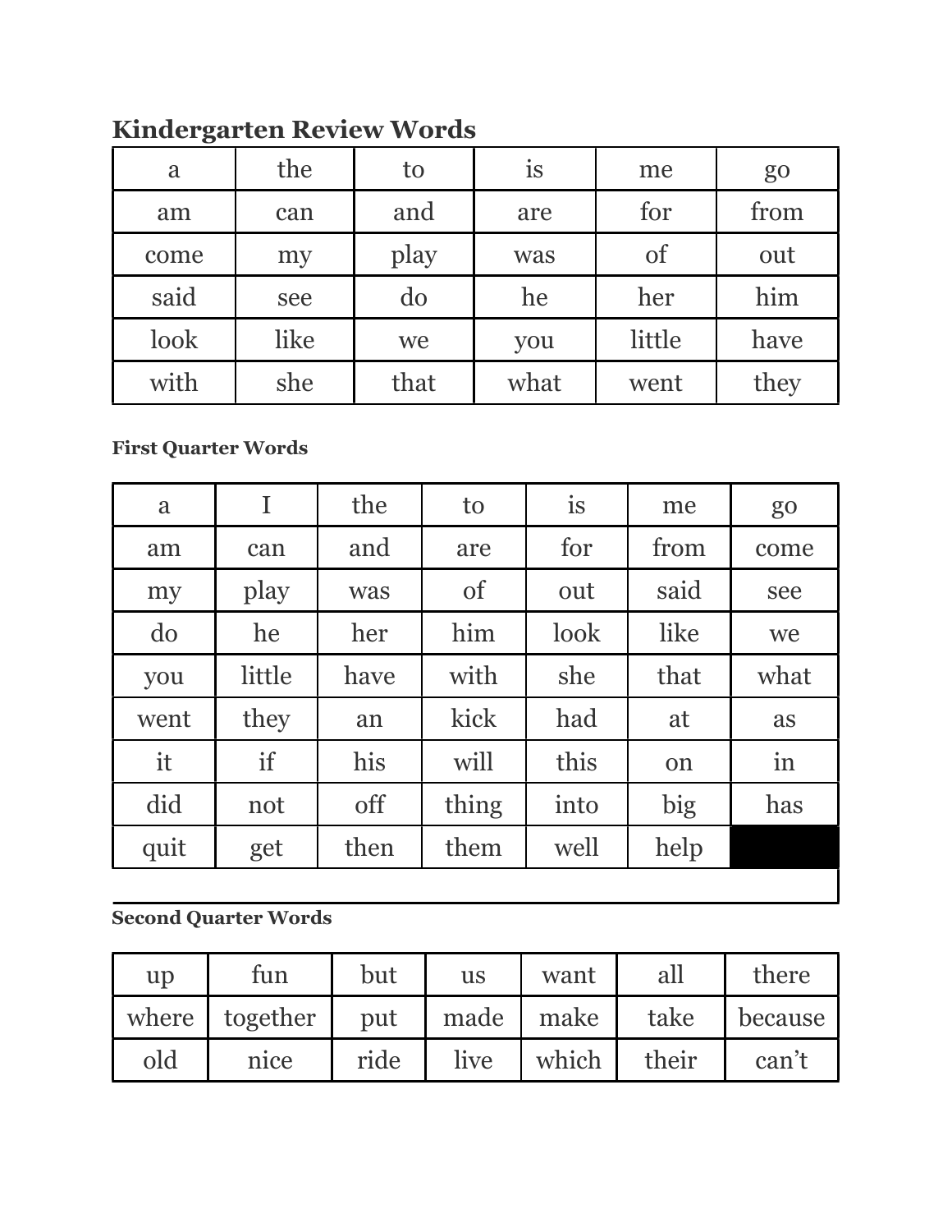## Kindergarten Review Words

| | | | | | |
|---|---|---|---|---|---|
| a | the | to | is | me | go |
| am | can | and | are | for | from |
| come | my | play | was | of | out |
| said | see | do | he | her | him |
| look | like | we | you | little | have |
| with | she | that | what | went | they |

**First Quarter Words**

| | | | | | | |
|---|---|---|---|---|---|---|
| a | I | the | to | is | me | go |
| am | can | and | are | for | from | come |
| my | play | was | of | out | said | see |
| do | he | her | him | look | like | we |
| you | little | have | with | she | that | what |
| went | they | an | kick | had | at | as |
| it | if | his | will | this | on | in |
| did | not | off | thing | into | big | has |
| quit | get | then | them | well | help | |

**Second Quarter Words**

| | | | | | | |
|---|---|---|---|---|---|---|
| up | fun | but | us | want | all | there |
| where | together | put | made | make | take | because |
| old | nice | ride | live | which | their | can't |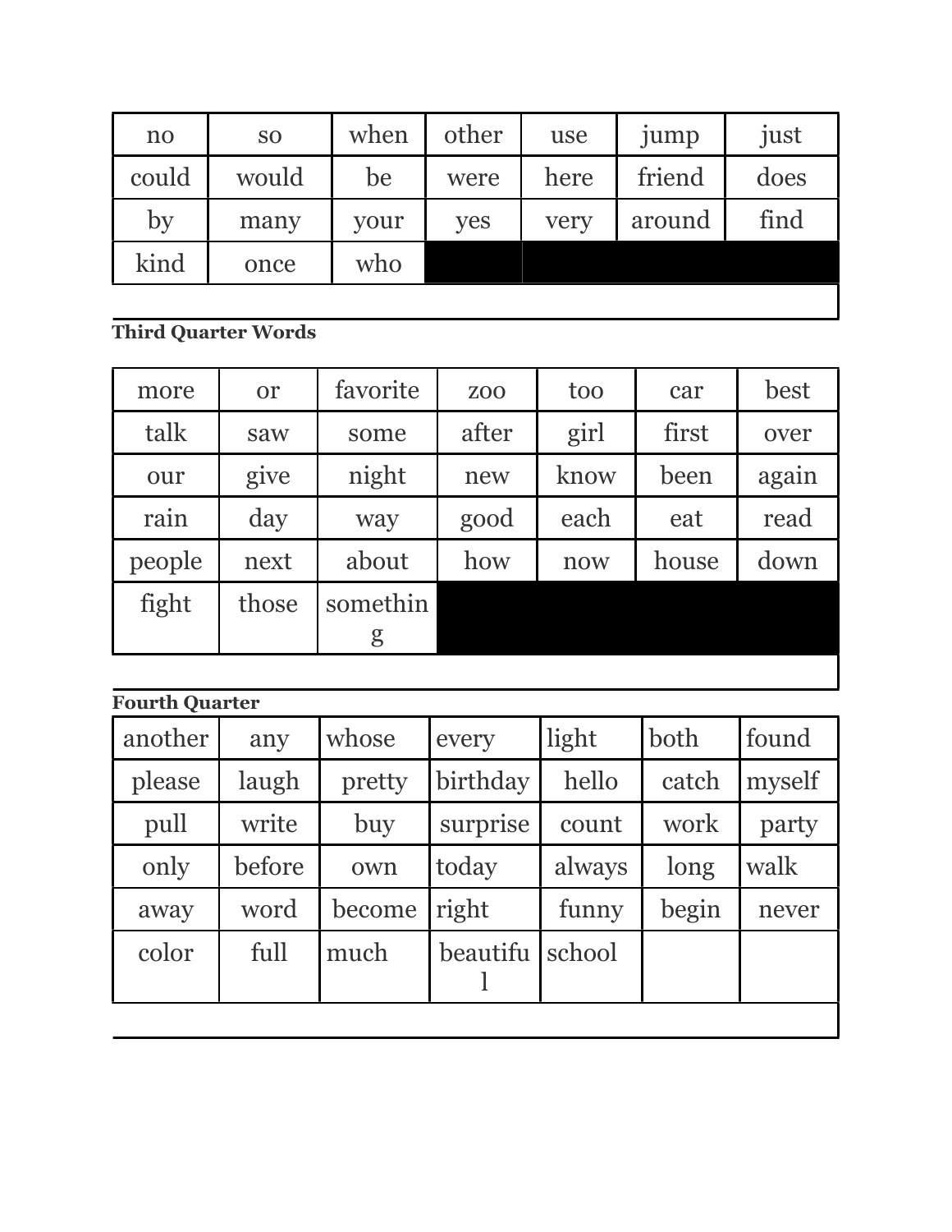| | | | | | | |
|---|---|---|---|---|---|---|
| no | so | when | other | use | jump | just |
| could | would | be | were | here | friend | does |
| by | many | your | yes | very | around | find |
| kind | once | who | | | | |

**Third Quarter Words**

| | | | | | | |
|---|---|---|---|---|---|---|
| more | or | favorite | zoo | too | car | best |
| talk | saw | some | after | girl | first | over |
| our | give | night | new | know | been | again |
| rain | day | way | good | each | eat | read |
| people | next | about | how | now | house | down |
| fight | those | something | | | | |

**Fourth Quarter**

| | | | | | | |
|---|---|---|---|---|---|---|
| another | any | whose | every | light | both | found |
| please | laugh | pretty | birthday | hello | catch | myself |
| pull | write | buy | surprise | count | work | party |
| only | before | own | today | always | long | walk |
| away | word | become | right | funny | begin | never |
| color | full | much | beautiful | school | | |